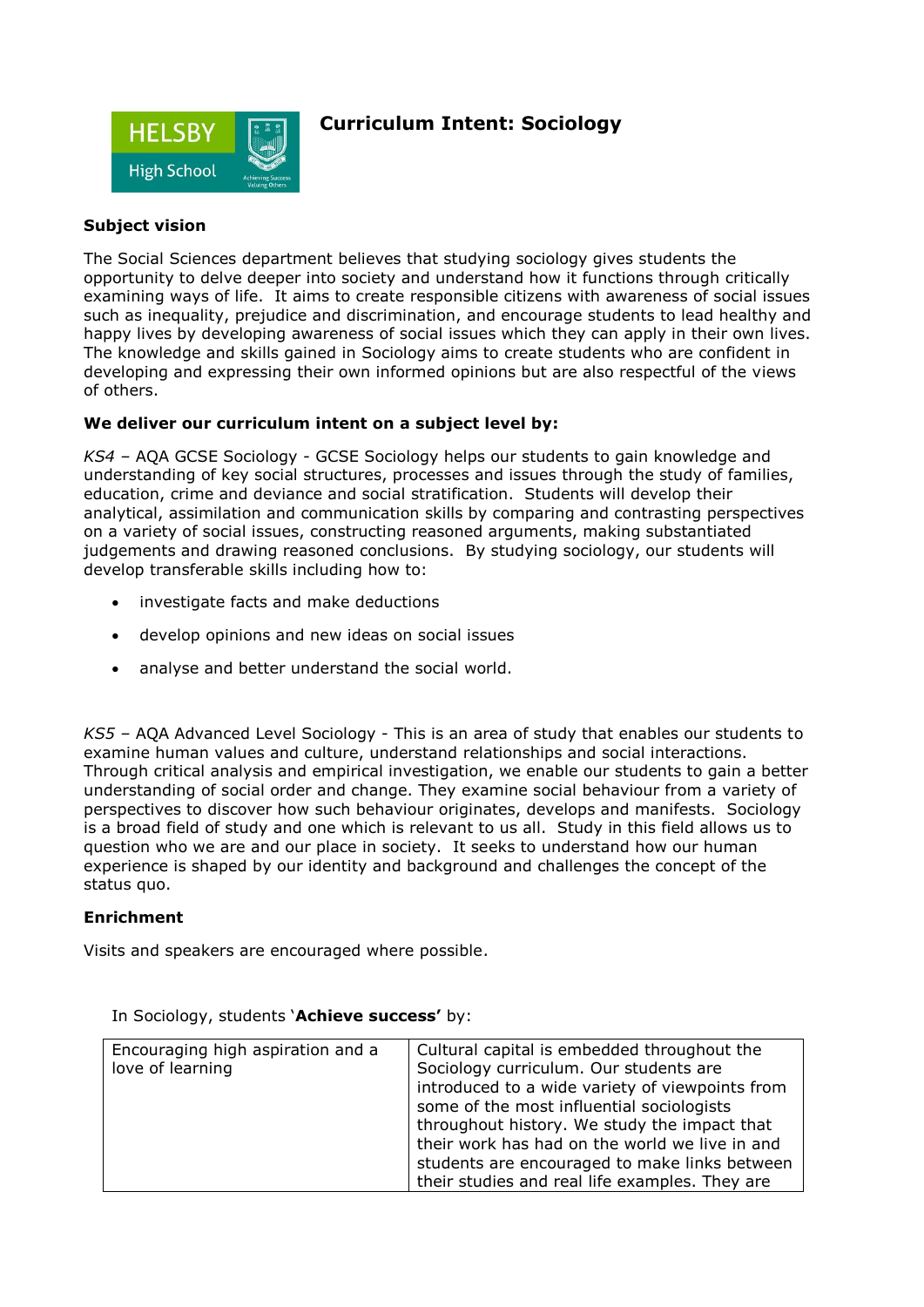# Curriculum Intent: Sociology

**Subject vision**

The Social Sciences department believes that studying sociology gives students the opportunity to delve deeper into society and understand how it functions through critically examining ways of life. It aims to create responsible citizens with awareness of social issues such as inequality, prejudice and discrimination, and encourage students to lead healthy and happy lives by developing awareness of social issues which they can apply in their own lives. The knowledge and skills gained in Sociology aims to create students who are confident in developing and expressing their own informed opinions but are also respectful of the views of others.

**We deliver our curriculum intent on a subject level by:**

*KS4* – AQA GCSE Sociology - GCSE Sociology helps our students to gain knowledge and understanding of key social structures, processes and issues through the study of families, education, crime and deviance and social stratification. Students will develop their analytical, assimilation and communication skills by comparing and contrasting perspectives on a variety of social issues, constructing reasoned arguments, making substantiated judgements and drawing reasoned conclusions. By studying sociology, our students will develop transferable skills including how to:

- investigate facts and make deductions
- develop opinions and new ideas on social issues
- analyse and better understand the social world.

*KS5* – AQA Advanced Level Sociology - This is an area of study that enables our students to examine human values and culture, understand relationships and social interactions. Through critical analysis and empirical investigation, we enable our students to gain a better understanding of social order and change. They examine social behaviour from a variety of perspectives to discover how such behaviour originates, develops and manifests. Sociology is a broad field of study and one which is relevant to us all. Study in this field allows us to question who we are and our place in society. It seeks to understand how our human experience is shaped by our identity and background and challenges the concept of the status quo.

**Enrichment**

Visits and speakers are encouraged where possible.

In Sociology, students '**Achieve success'** by:

| | |
|---|---|
| Encouraging high aspiration and a love of learning | Cultural capital is embedded throughout the Sociology curriculum. Our students are introduced to a wide variety of viewpoints from some of the most influential sociologists throughout history. We study the impact that their work has had on the world we live in and students are encouraged to make links between their studies and real life examples. They are |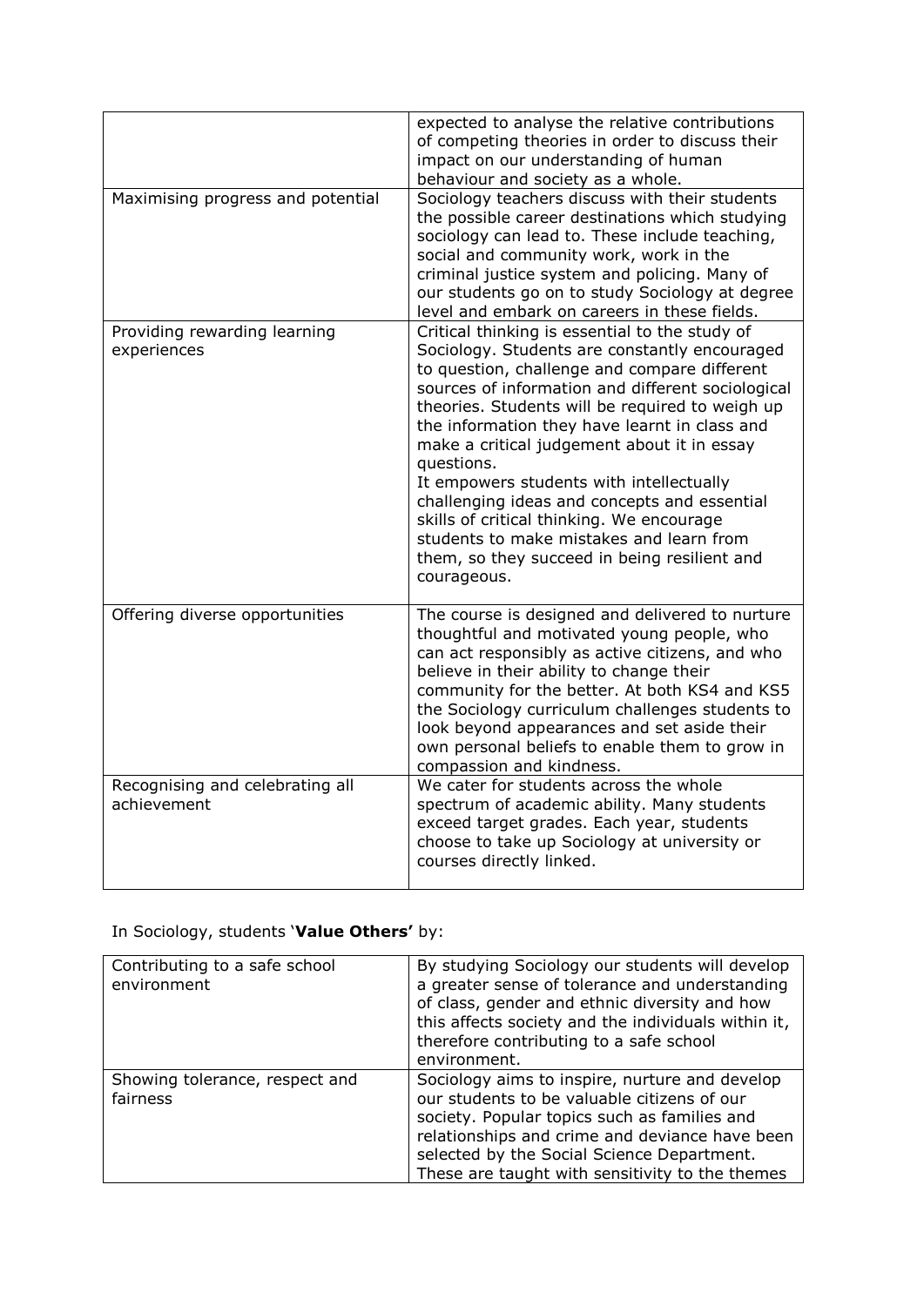| | |
|---|---|
| | expected to analyse the relative contributions of competing theories in order to discuss their impact on our understanding of human behaviour and society as a whole. |
| Maximising progress and potential | Sociology teachers discuss with their students the possible career destinations which studying sociology can lead to. These include teaching, social and community work, work in the criminal justice system and policing. Many of our students go on to study Sociology at degree level and embark on careers in these fields. |
| Providing rewarding learning experiences | Critical thinking is essential to the study of Sociology. Students are constantly encouraged to question, challenge and compare different sources of information and different sociological theories. Students will be required to weigh up the information they have learnt in class and make a critical judgement about it in essay questions.<br>It empowers students with intellectually challenging ideas and concepts and essential skills of critical thinking. We encourage students to make mistakes and learn from them, so they succeed in being resilient and courageous. |
| Offering diverse opportunities | The course is designed and delivered to nurture thoughtful and motivated young people, who can act responsibly as active citizens, and who believe in their ability to change their community for the better. At both KS4 and KS5 the Sociology curriculum challenges students to look beyond appearances and set aside their own personal beliefs to enable them to grow in compassion and kindness. |
| Recognising and celebrating all achievement | We cater for students across the whole spectrum of academic ability. Many students exceed target grades. Each year, students choose to take up Sociology at university or courses directly linked. |

In Sociology, students '**Value Others'** by:

| | |
|---|---|
| Contributing to a safe school environment | By studying Sociology our students will develop a greater sense of tolerance and understanding of class, gender and ethnic diversity and how this affects society and the individuals within it, therefore contributing to a safe school environment. |
| Showing tolerance, respect and fairness | Sociology aims to inspire, nurture and develop our students to be valuable citizens of our society. Popular topics such as families and relationships and crime and deviance have been selected by the Social Science Department. These are taught with sensitivity to the themes |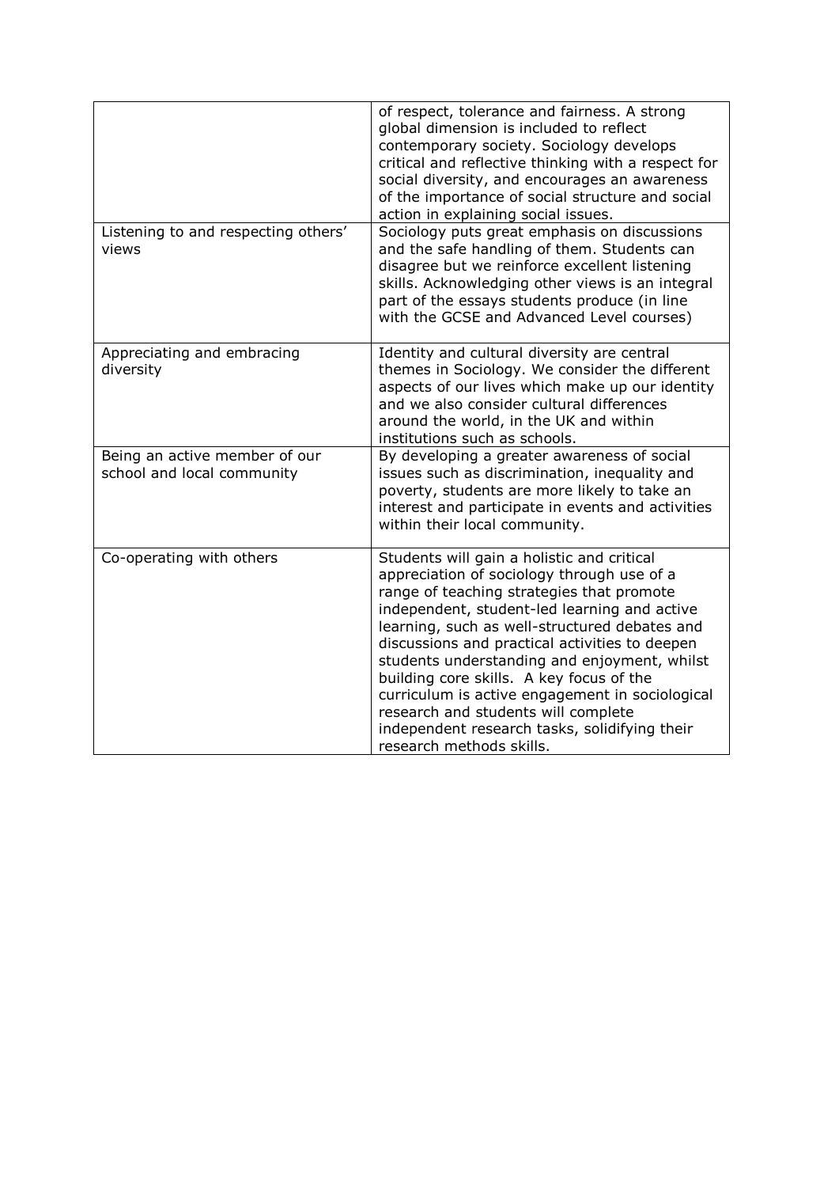| | |
|---|---|
| | of respect, tolerance and fairness. A strong global dimension is included to reflect contemporary society. Sociology develops critical and reflective thinking with a respect for social diversity, and encourages an awareness of the importance of social structure and social action in explaining social issues. |
| Listening to and respecting others' views | Sociology puts great emphasis on discussions and the safe handling of them. Students can disagree but we reinforce excellent listening skills. Acknowledging other views is an integral part of the essays students produce (in line with the GCSE and Advanced Level courses) |
| Appreciating and embracing diversity | Identity and cultural diversity are central themes in Sociology. We consider the different aspects of our lives which make up our identity and we also consider cultural differences around the world, in the UK and within institutions such as schools. |
| Being an active member of our school and local community | By developing a greater awareness of social issues such as discrimination, inequality and poverty, students are more likely to take an interest and participate in events and activities within their local community. |
| Co-operating with others | Students will gain a holistic and critical appreciation of sociology through use of a range of teaching strategies that promote independent, student-led learning and active learning, such as well-structured debates and discussions and practical activities to deepen students understanding and enjoyment, whilst building core skills. A key focus of the curriculum is active engagement in sociological research and students will complete independent research tasks, solidifying their research methods skills. |